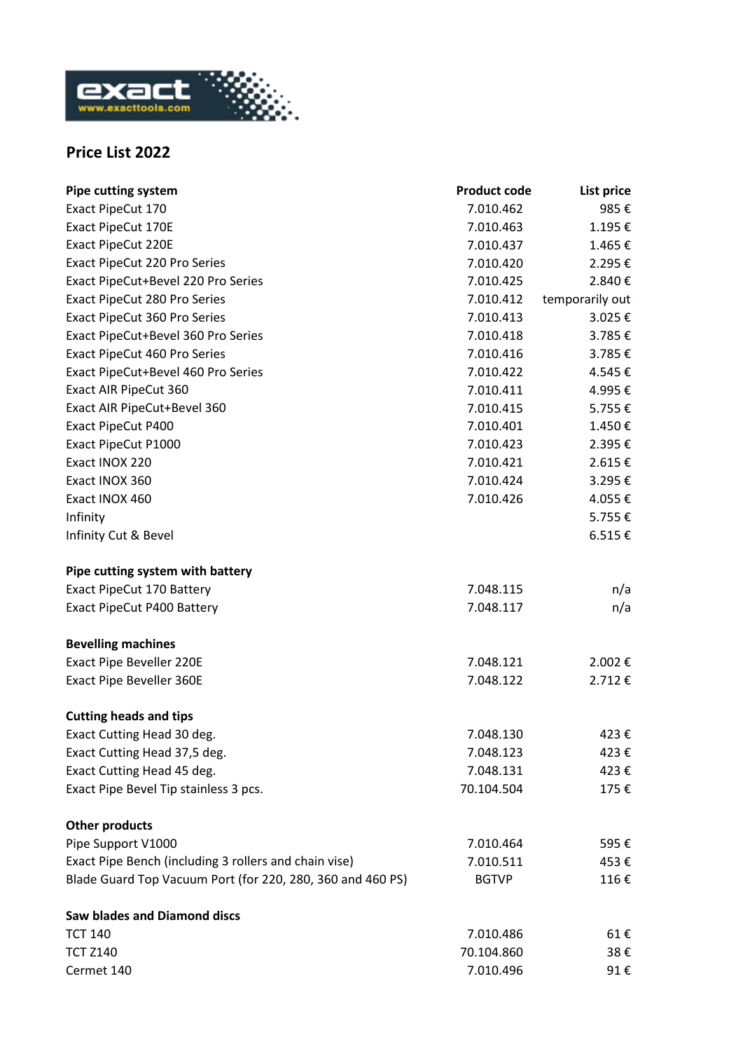exact
www.exacttools.com

# Price List 2022

| Pipe cutting system | Product code | List price |
|---|---|---|
| Exact PipeCut 170 | 7.010.462 | 985 € |
| Exact PipeCut 170E | 7.010.463 | 1.195 € |
| Exact PipeCut 220E | 7.010.437 | 1.465 € |
| Exact PipeCut 220 Pro Series | 7.010.420 | 2.295 € |
| Exact PipeCut+Bevel 220 Pro Series | 7.010.425 | 2.840 € |
| Exact PipeCut 280 Pro Series | 7.010.412 | temporarily out |
| Exact PipeCut 360 Pro Series | 7.010.413 | 3.025 € |
| Exact PipeCut+Bevel 360 Pro Series | 7.010.418 | 3.785 € |
| Exact PipeCut 460 Pro Series | 7.010.416 | 3.785 € |
| Exact PipeCut+Bevel 460 Pro Series | 7.010.422 | 4.545 € |
| Exact AIR PipeCut 360 | 7.010.411 | 4.995 € |
| Exact AIR PipeCut+Bevel 360 | 7.010.415 | 5.755 € |
| Exact PipeCut P400 | 7.010.401 | 1.450 € |
| Exact PipeCut P1000 | 7.010.423 | 2.395 € |
| Exact INOX 220 | 7.010.421 | 2.615 € |
| Exact INOX 360 | 7.010.424 | 3.295 € |
| Exact INOX 460 | 7.010.426 | 4.055 € |
| Infinity | | 5.755 € |
| Infinity Cut & Bevel | | 6.515 € |
| | | |
| **Pipe cutting system with battery** | | |
| Exact PipeCut 170 Battery | 7.048.115 | n/a |
| Exact PipeCut P400 Battery | 7.048.117 | n/a |
| | | |
| **Bevelling machines** | | |
| Exact Pipe Beveller 220E | 7.048.121 | 2.002 € |
| Exact Pipe Beveller 360E | 7.048.122 | 2.712 € |
| | | |
| **Cutting heads and tips** | | |
| Exact Cutting Head 30 deg. | 7.048.130 | 423 € |
| Exact Cutting Head 37,5 deg. | 7.048.123 | 423 € |
| Exact Cutting Head 45 deg. | 7.048.131 | 423 € |
| Exact Pipe Bevel Tip stainless 3 pcs. | 70.104.504 | 175 € |
| | | |
| **Other products** | | |
| Pipe Support V1000 | 7.010.464 | 595 € |
| Exact Pipe Bench (including 3 rollers and chain vise) | 7.010.511 | 453 € |
| Blade Guard Top Vacuum Port (for 220, 280, 360 and 460 PS) | BGTVP | 116 € |
| | | |
| **Saw blades and Diamond discs** | | |
| TCT 140 | 7.010.486 | 61 € |
| TCT Z140 | 70.104.860 | 38 € |
| Cermet 140 | 7.010.496 | 91 € |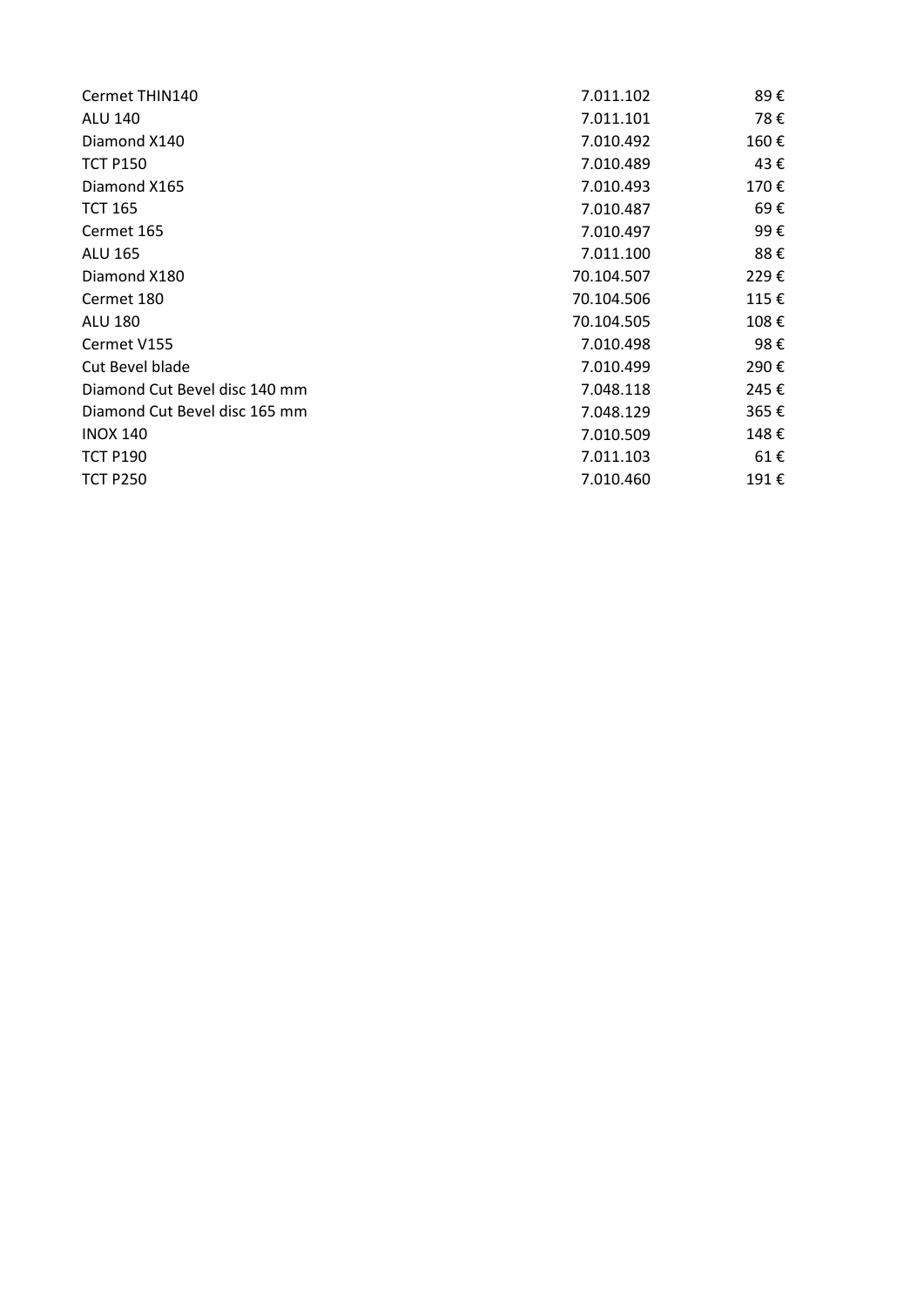| | | |
|---|---|---|
| Cermet THIN140 | 7.011.102 | 89 € |
| ALU 140 | 7.011.101 | 78 € |
| Diamond X140 | 7.010.492 | 160 € |
| TCT P150 | 7.010.489 | 43 € |
| Diamond X165 | 7.010.493 | 170 € |
| TCT 165 | 7.010.487 | 69 € |
| Cermet 165 | 7.010.497 | 99 € |
| ALU 165 | 7.011.100 | 88 € |
| Diamond X180 | 70.104.507 | 229 € |
| Cermet 180 | 70.104.506 | 115 € |
| ALU 180 | 70.104.505 | 108 € |
| Cermet V155 | 7.010.498 | 98 € |
| Cut Bevel blade | 7.010.499 | 290 € |
| Diamond Cut Bevel disc 140 mm | 7.048.118 | 245 € |
| Diamond Cut Bevel disc 165 mm | 7.048.129 | 365 € |
| INOX 140 | 7.010.509 | 148 € |
| TCT P190 | 7.011.103 | 61 € |
| TCT P250 | 7.010.460 | 191 € |